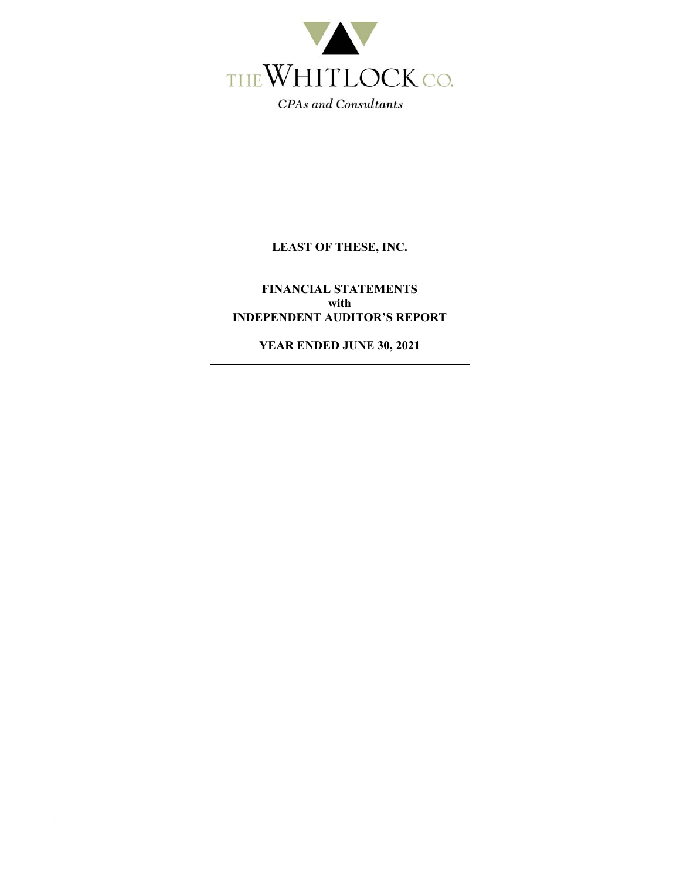THE WHITLOCK CO.

*CPAs and Consultants*

# LEAST OF THESE, INC.

---

## FINANCIAL STATEMENTS
## with
## INDEPENDENT AUDITOR'S REPORT

## YEAR ENDED JUNE 30, 2021

---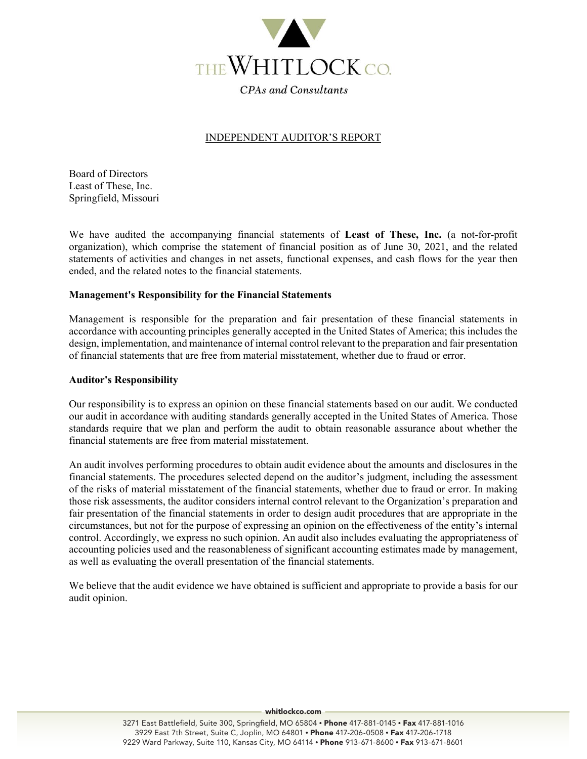# THE WHITLOCK CO.

*CPAs and Consultants*

## INDEPENDENT AUDITOR'S REPORT

Board of Directors
Least of These, Inc.
Springfield, Missouri

We have audited the accompanying financial statements of **Least of These, Inc.** (a not-for-profit organization), which comprise the statement of financial position as of June 30, 2021, and the related statements of activities and changes in net assets, functional expenses, and cash flows for the year then ended, and the related notes to the financial statements.

### Management's Responsibility for the Financial Statements

Management is responsible for the preparation and fair presentation of these financial statements in accordance with accounting principles generally accepted in the United States of America; this includes the design, implementation, and maintenance of internal control relevant to the preparation and fair presentation of financial statements that are free from material misstatement, whether due to fraud or error.

### Auditor's Responsibility

Our responsibility is to express an opinion on these financial statements based on our audit. We conducted our audit in accordance with auditing standards generally accepted in the United States of America. Those standards require that we plan and perform the audit to obtain reasonable assurance about whether the financial statements are free from material misstatement.

An audit involves performing procedures to obtain audit evidence about the amounts and disclosures in the financial statements. The procedures selected depend on the auditor's judgment, including the assessment of the risks of material misstatement of the financial statements, whether due to fraud or error. In making those risk assessments, the auditor considers internal control relevant to the Organization's preparation and fair presentation of the financial statements in order to design audit procedures that are appropriate in the circumstances, but not for the purpose of expressing an opinion on the effectiveness of the entity's internal control. Accordingly, we express no such opinion. An audit also includes evaluating the appropriateness of accounting policies used and the reasonableness of significant accounting estimates made by management, as well as evaluating the overall presentation of the financial statements.

We believe that the audit evidence we have obtained is sufficient and appropriate to provide a basis for our audit opinion.

whitlockco.com

3271 East Battlefield, Suite 300, Springfield, MO 65804 • **Phone** 417-881-0145 • **Fax** 417-881-1016
3929 East 7th Street, Suite C, Joplin, MO 64801 • **Phone** 417-206-0508 • **Fax** 417-206-1718
9229 Ward Parkway, Suite 110, Kansas City, MO 64114 • **Phone** 913-671-8600 • **Fax** 913-671-8601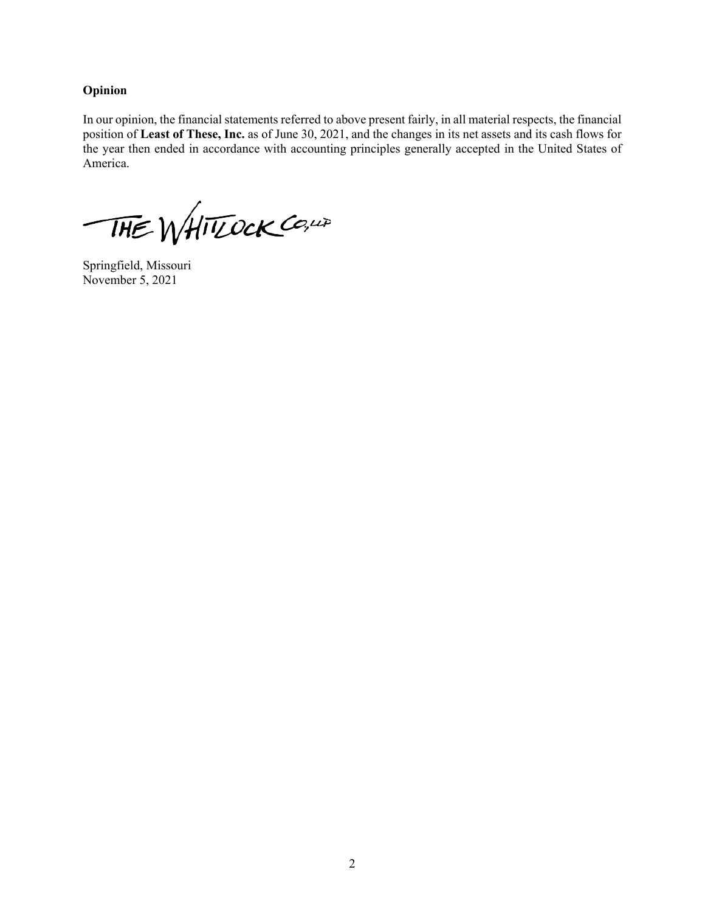### Opinion

In our opinion, the financial statements referred to above present fairly, in all material respects, the financial position of **Least of These, Inc.** as of June 30, 2021, and the changes in its net assets and its cash flows for the year then ended in accordance with accounting principles generally accepted in the United States of America.

THE WHITLOCK CO., LLP

Springfield, Missouri
November 5, 2021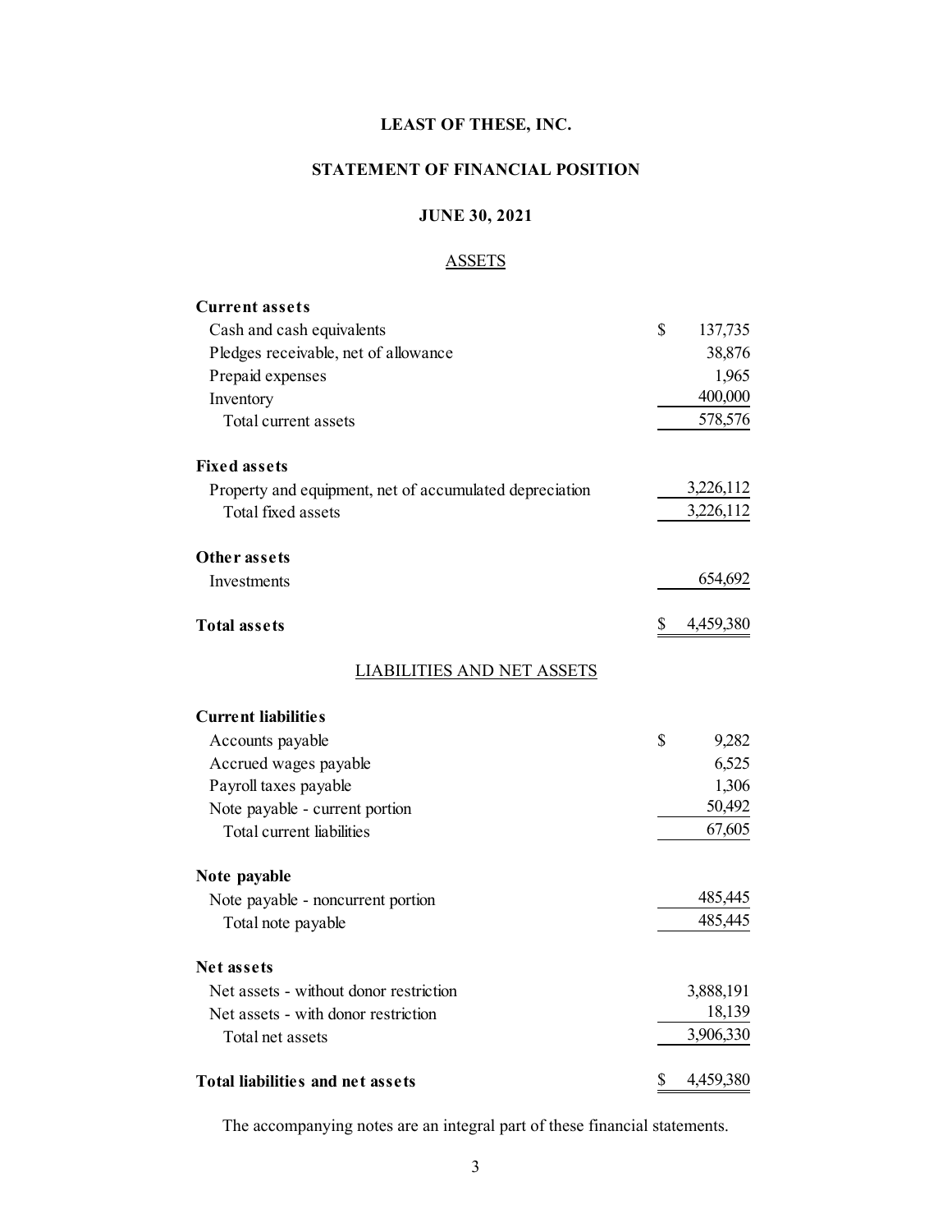# LEAST OF THESE, INC.

## STATEMENT OF FINANCIAL POSITION

### JUNE 30, 2021

ASSETS

| | |
|---|---|
| **Current assets** | |
| Cash and cash equivalents | $ 137,735 |
| Pledges receivable, net of allowance | 38,876 |
| Prepaid expenses | 1,965 |
| Inventory | 400,000 |
| Total current assets | 578,576 |
| **Fixed assets** | |
| Property and equipment, net of accumulated depreciation | 3,226,112 |
| Total fixed assets | 3,226,112 |
| **Other assets** | |
| Investments | 654,692 |
| **Total assets** | $ 4,459,380 |

LIABILITIES AND NET ASSETS

| | |
|---|---|
| **Current liabilities** | |
| Accounts payable | $ 9,282 |
| Accrued wages payable | 6,525 |
| Payroll taxes payable | 1,306 |
| Note payable - current portion | 50,492 |
| Total current liabilities | 67,605 |
| **Note payable** | |
| Note payable - noncurrent portion | 485,445 |
| Total note payable | 485,445 |
| **Net assets** | |
| Net assets - without donor restriction | 3,888,191 |
| Net assets - with donor restriction | 18,139 |
| Total net assets | 3,906,330 |
| **Total liabilities and net assets** | $ 4,459,380 |

The accompanying notes are an integral part of these financial statements.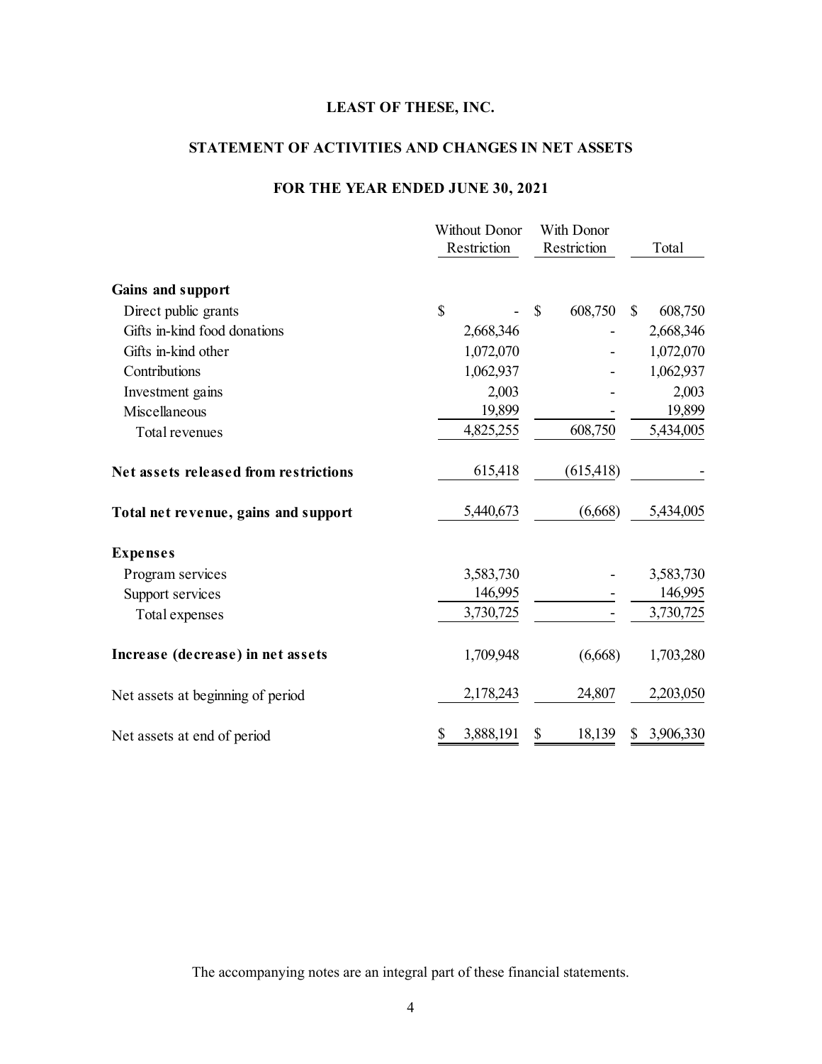# LEAST OF THESE, INC.

## STATEMENT OF ACTIVITIES AND CHANGES IN NET ASSETS

### FOR THE YEAR ENDED JUNE 30, 2021

| | Without Donor Restriction | With Donor Restriction | Total |
|---|---|---|---|
| **Gains and support** | | | |
| Direct public grants | $ - | $ 608,750 | $ 608,750 |
| Gifts in-kind food donations | 2,668,346 | - | 2,668,346 |
| Gifts in-kind other | 1,072,070 | - | 1,072,070 |
| Contributions | 1,062,937 | - | 1,062,937 |
| Investment gains | 2,003 | - | 2,003 |
| Miscellaneous | 19,899 | - | 19,899 |
| Total revenues | 4,825,255 | 608,750 | 5,434,005 |
| **Net assets released from restrictions** | 615,418 | (615,418) | - |
| **Total net revenue, gains and support** | 5,440,673 | (6,668) | 5,434,005 |
| **Expenses** | | | |
| Program services | 3,583,730 | - | 3,583,730 |
| Support services | 146,995 | - | 146,995 |
| Total expenses | 3,730,725 | - | 3,730,725 |
| **Increase (decrease) in net assets** | 1,709,948 | (6,668) | 1,703,280 |
| Net assets at beginning of period | 2,178,243 | 24,807 | 2,203,050 |
| Net assets at end of period | $ 3,888,191 | $ 18,139 | $ 3,906,330 |

The accompanying notes are an integral part of these financial statements.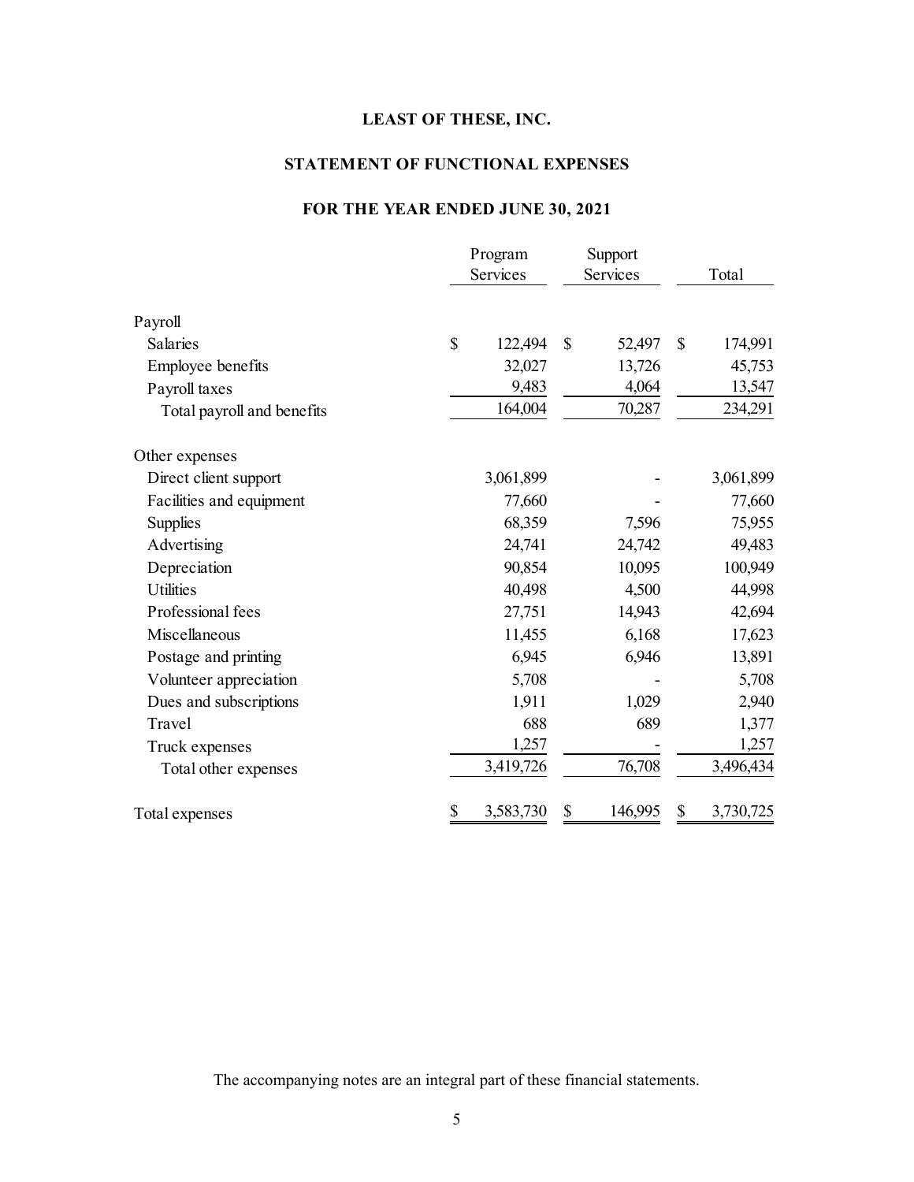# LEAST OF THESE, INC.

## STATEMENT OF FUNCTIONAL EXPENSES

### FOR THE YEAR ENDED JUNE 30, 2021

| | Program Services | Support Services | Total |
|---|---|---|---|
| Payroll | | | |
| Salaries | $ 122,494 | $ 52,497 | $ 174,991 |
| Employee benefits | 32,027 | 13,726 | 45,753 |
| Payroll taxes | 9,483 | 4,064 | 13,547 |
| Total payroll and benefits | 164,004 | 70,287 | 234,291 |
| Other expenses | | | |
| Direct client support | 3,061,899 | - | 3,061,899 |
| Facilities and equipment | 77,660 | - | 77,660 |
| Supplies | 68,359 | 7,596 | 75,955 |
| Advertising | 24,741 | 24,742 | 49,483 |
| Depreciation | 90,854 | 10,095 | 100,949 |
| Utilities | 40,498 | 4,500 | 44,998 |
| Professional fees | 27,751 | 14,943 | 42,694 |
| Miscellaneous | 11,455 | 6,168 | 17,623 |
| Postage and printing | 6,945 | 6,946 | 13,891 |
| Volunteer appreciation | 5,708 | - | 5,708 |
| Dues and subscriptions | 1,911 | 1,029 | 2,940 |
| Travel | 688 | 689 | 1,377 |
| Truck expenses | 1,257 | - | 1,257 |
| Total other expenses | 3,419,726 | 76,708 | 3,496,434 |
| Total expenses | $ 3,583,730 | $ 146,995 | $ 3,730,725 |

The accompanying notes are an integral part of these financial statements.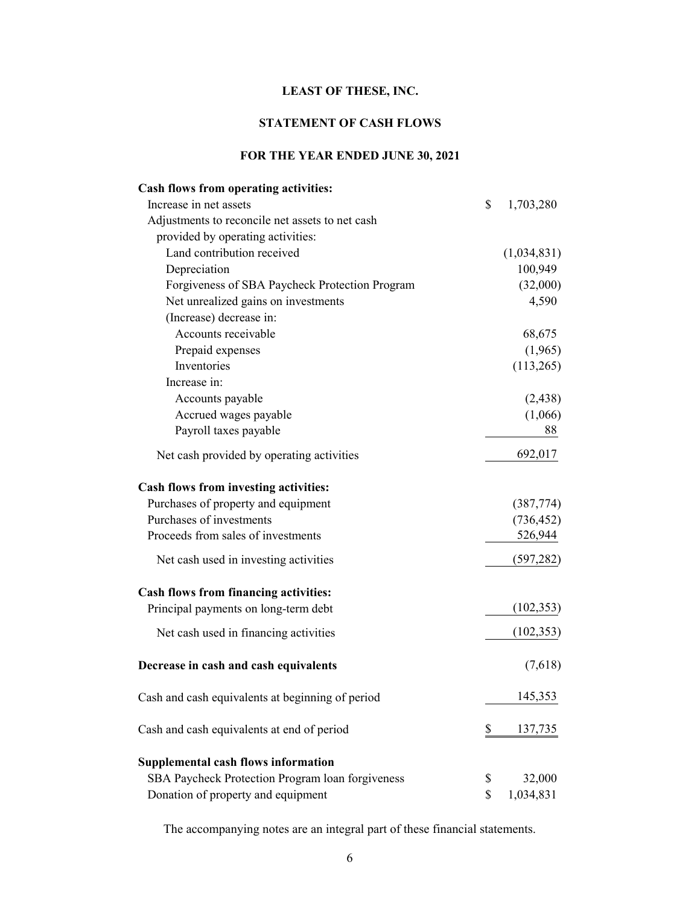# LEAST OF THESE, INC.

## STATEMENT OF CASH FLOWS

### FOR THE YEAR ENDED JUNE 30, 2021

| | |
|---|---|
| **Cash flows from operating activities:** | |
| Increase in net assets | $ 1,703,280 |
| Adjustments to reconcile net assets to net cash provided by operating activities: | |
| Land contribution received | (1,034,831) |
| Depreciation | 100,949 |
| Forgiveness of SBA Paycheck Protection Program | (32,000) |
| Net unrealized gains on investments | 4,590 |
| (Increase) decrease in: | |
| Accounts receivable | 68,675 |
| Prepaid expenses | (1,965) |
| Inventories | (113,265) |
| Increase in: | |
| Accounts payable | (2,438) |
| Accrued wages payable | (1,066) |
| Payroll taxes payable | 88 |
| Net cash provided by operating activities | 692,017 |
| **Cash flows from investing activities:** | |
| Purchases of property and equipment | (387,774) |
| Purchases of investments | (736,452) |
| Proceeds from sales of investments | 526,944 |
| Net cash used in investing activities | (597,282) |
| **Cash flows from financing activities:** | |
| Principal payments on long-term debt | (102,353) |
| Net cash used in financing activities | (102,353) |
| **Decrease in cash and cash equivalents** | (7,618) |
| Cash and cash equivalents at beginning of period | 145,353 |
| Cash and cash equivalents at end of period | $ 137,735 |
| **Supplemental cash flows information** | |
| SBA Paycheck Protection Program loan forgiveness | $ 32,000 |
| Donation of property and equipment | $ 1,034,831 |

The accompanying notes are an integral part of these financial statements.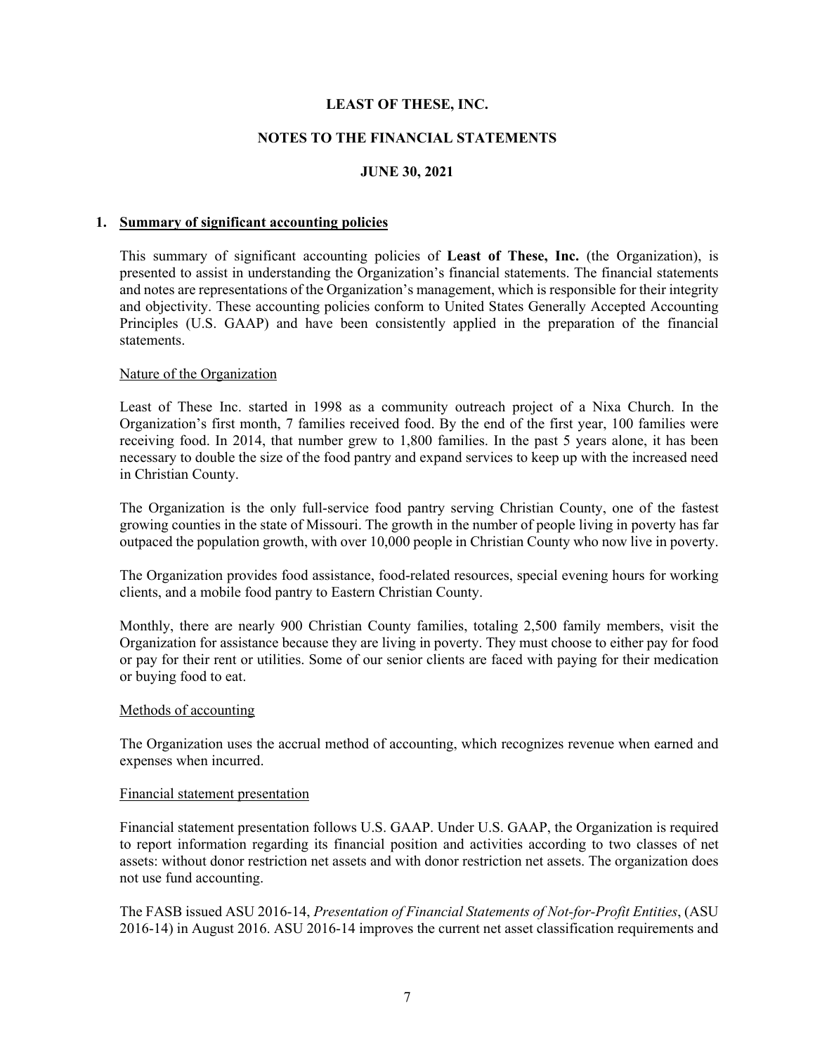# LEAST OF THESE, INC.

## NOTES TO THE FINANCIAL STATEMENTS

### JUNE 30, 2021

**1. Summary of significant accounting policies**

This summary of significant accounting policies of **Least of These, Inc.** (the Organization), is presented to assist in understanding the Organization's financial statements. The financial statements and notes are representations of the Organization's management, which is responsible for their integrity and objectivity. These accounting policies conform to United States Generally Accepted Accounting Principles (U.S. GAAP) and have been consistently applied in the preparation of the financial statements.

Nature of the Organization

Least of These Inc. started in 1998 as a community outreach project of a Nixa Church. In the Organization's first month, 7 families received food. By the end of the first year, 100 families were receiving food. In 2014, that number grew to 1,800 families. In the past 5 years alone, it has been necessary to double the size of the food pantry and expand services to keep up with the increased need in Christian County.

The Organization is the only full-service food pantry serving Christian County, one of the fastest growing counties in the state of Missouri. The growth in the number of people living in poverty has far outpaced the population growth, with over 10,000 people in Christian County who now live in poverty.

The Organization provides food assistance, food-related resources, special evening hours for working clients, and a mobile food pantry to Eastern Christian County.

Monthly, there are nearly 900 Christian County families, totaling 2,500 family members, visit the Organization for assistance because they are living in poverty. They must choose to either pay for food or pay for their rent or utilities. Some of our senior clients are faced with paying for their medication or buying food to eat.

Methods of accounting

The Organization uses the accrual method of accounting, which recognizes revenue when earned and expenses when incurred.

Financial statement presentation

Financial statement presentation follows U.S. GAAP. Under U.S. GAAP, the Organization is required to report information regarding its financial position and activities according to two classes of net assets: without donor restriction net assets and with donor restriction net assets. The organization does not use fund accounting.

The FASB issued ASU 2016-14, *Presentation of Financial Statements of Not-for-Profit Entities*, (ASU 2016-14) in August 2016. ASU 2016-14 improves the current net asset classification requirements and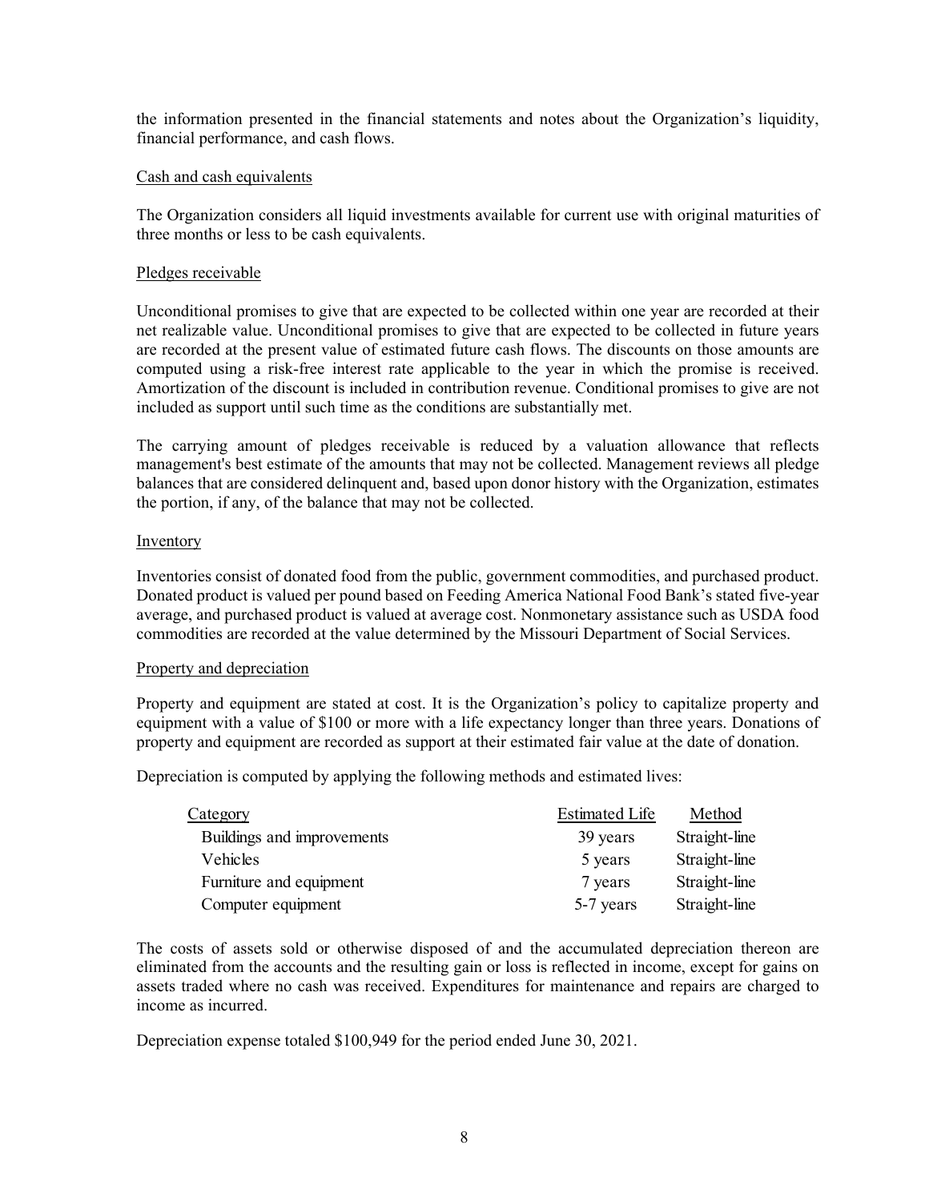the information presented in the financial statements and notes about the Organization's liquidity, financial performance, and cash flows.

### Cash and cash equivalents

The Organization considers all liquid investments available for current use with original maturities of three months or less to be cash equivalents.

### Pledges receivable

Unconditional promises to give that are expected to be collected within one year are recorded at their net realizable value. Unconditional promises to give that are expected to be collected in future years are recorded at the present value of estimated future cash flows. The discounts on those amounts are computed using a risk-free interest rate applicable to the year in which the promise is received. Amortization of the discount is included in contribution revenue. Conditional promises to give are not included as support until such time as the conditions are substantially met.

The carrying amount of pledges receivable is reduced by a valuation allowance that reflects management's best estimate of the amounts that may not be collected. Management reviews all pledge balances that are considered delinquent and, based upon donor history with the Organization, estimates the portion, if any, of the balance that may not be collected.

### Inventory

Inventories consist of donated food from the public, government commodities, and purchased product. Donated product is valued per pound based on Feeding America National Food Bank's stated five-year average, and purchased product is valued at average cost. Nonmonetary assistance such as USDA food commodities are recorded at the value determined by the Missouri Department of Social Services.

### Property and depreciation

Property and equipment are stated at cost. It is the Organization's policy to capitalize property and equipment with a value of $100 or more with a life expectancy longer than three years. Donations of property and equipment are recorded as support at their estimated fair value at the date of donation.

Depreciation is computed by applying the following methods and estimated lives:

| Category | Estimated Life | Method |
|---|---|---|
| Buildings and improvements | 39 years | Straight-line |
| Vehicles | 5 years | Straight-line |
| Furniture and equipment | 7 years | Straight-line |
| Computer equipment | 5-7 years | Straight-line |

The costs of assets sold or otherwise disposed of and the accumulated depreciation thereon are eliminated from the accounts and the resulting gain or loss is reflected in income, except for gains on assets traded where no cash was received. Expenditures for maintenance and repairs are charged to income as incurred.

Depreciation expense totaled $100,949 for the period ended June 30, 2021.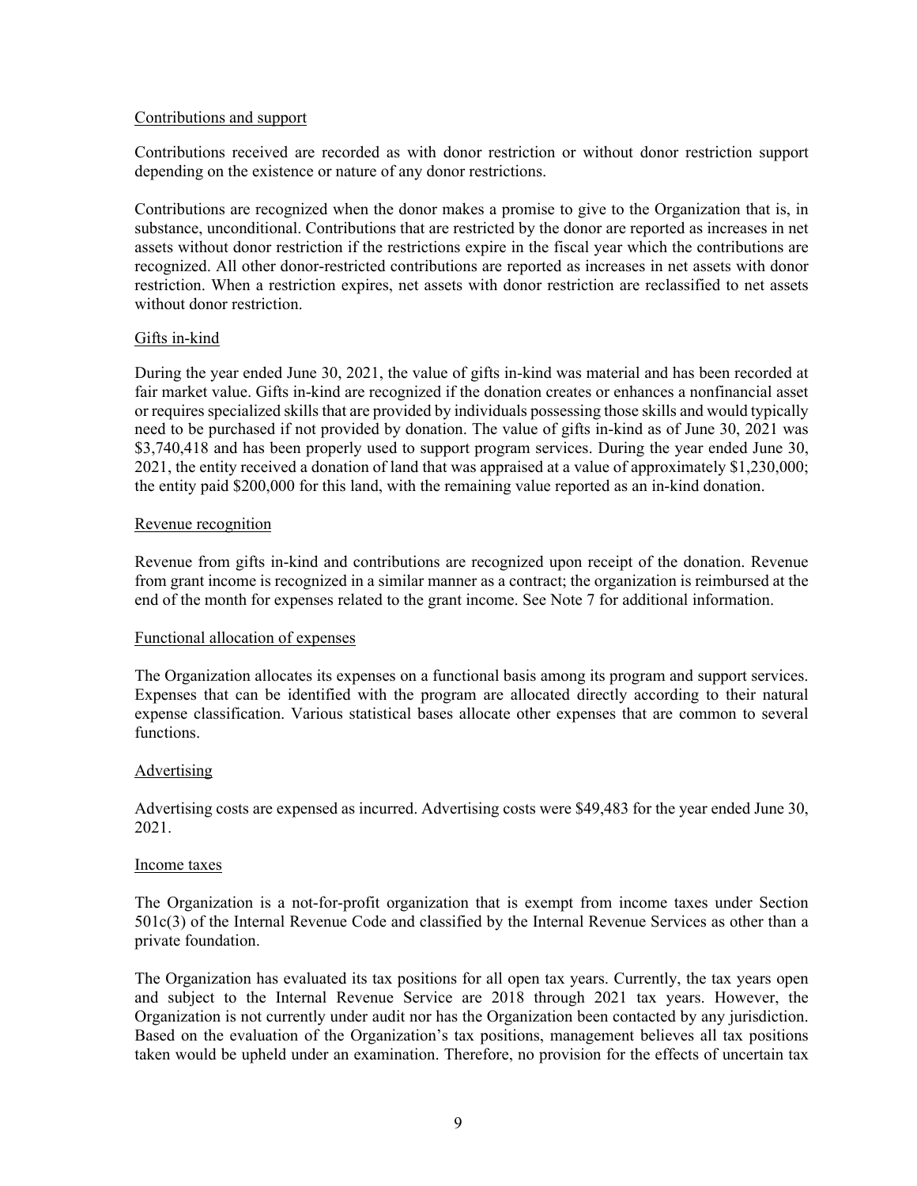Contributions and support

Contributions received are recorded as with donor restriction or without donor restriction support depending on the existence or nature of any donor restrictions.

Contributions are recognized when the donor makes a promise to give to the Organization that is, in substance, unconditional. Contributions that are restricted by the donor are reported as increases in net assets without donor restriction if the restrictions expire in the fiscal year which the contributions are recognized. All other donor-restricted contributions are reported as increases in net assets with donor restriction. When a restriction expires, net assets with donor restriction are reclassified to net assets without donor restriction.

Gifts in-kind

During the year ended June 30, 2021, the value of gifts in-kind was material and has been recorded at fair market value. Gifts in-kind are recognized if the donation creates or enhances a nonfinancial asset or requires specialized skills that are provided by individuals possessing those skills and would typically need to be purchased if not provided by donation. The value of gifts in-kind as of June 30, 2021 was $3,740,418 and has been properly used to support program services. During the year ended June 30, 2021, the entity received a donation of land that was appraised at a value of approximately $1,230,000; the entity paid $200,000 for this land, with the remaining value reported as an in-kind donation.

Revenue recognition

Revenue from gifts in-kind and contributions are recognized upon receipt of the donation. Revenue from grant income is recognized in a similar manner as a contract; the organization is reimbursed at the end of the month for expenses related to the grant income. See Note 7 for additional information.

Functional allocation of expenses

The Organization allocates its expenses on a functional basis among its program and support services. Expenses that can be identified with the program are allocated directly according to their natural expense classification. Various statistical bases allocate other expenses that are common to several functions.

Advertising

Advertising costs are expensed as incurred. Advertising costs were $49,483 for the year ended June 30, 2021.

Income taxes

The Organization is a not-for-profit organization that is exempt from income taxes under Section 501c(3) of the Internal Revenue Code and classified by the Internal Revenue Services as other than a private foundation.

The Organization has evaluated its tax positions for all open tax years. Currently, the tax years open and subject to the Internal Revenue Service are 2018 through 2021 tax years. However, the Organization is not currently under audit nor has the Organization been contacted by any jurisdiction. Based on the evaluation of the Organization's tax positions, management believes all tax positions taken would be upheld under an examination. Therefore, no provision for the effects of uncertain tax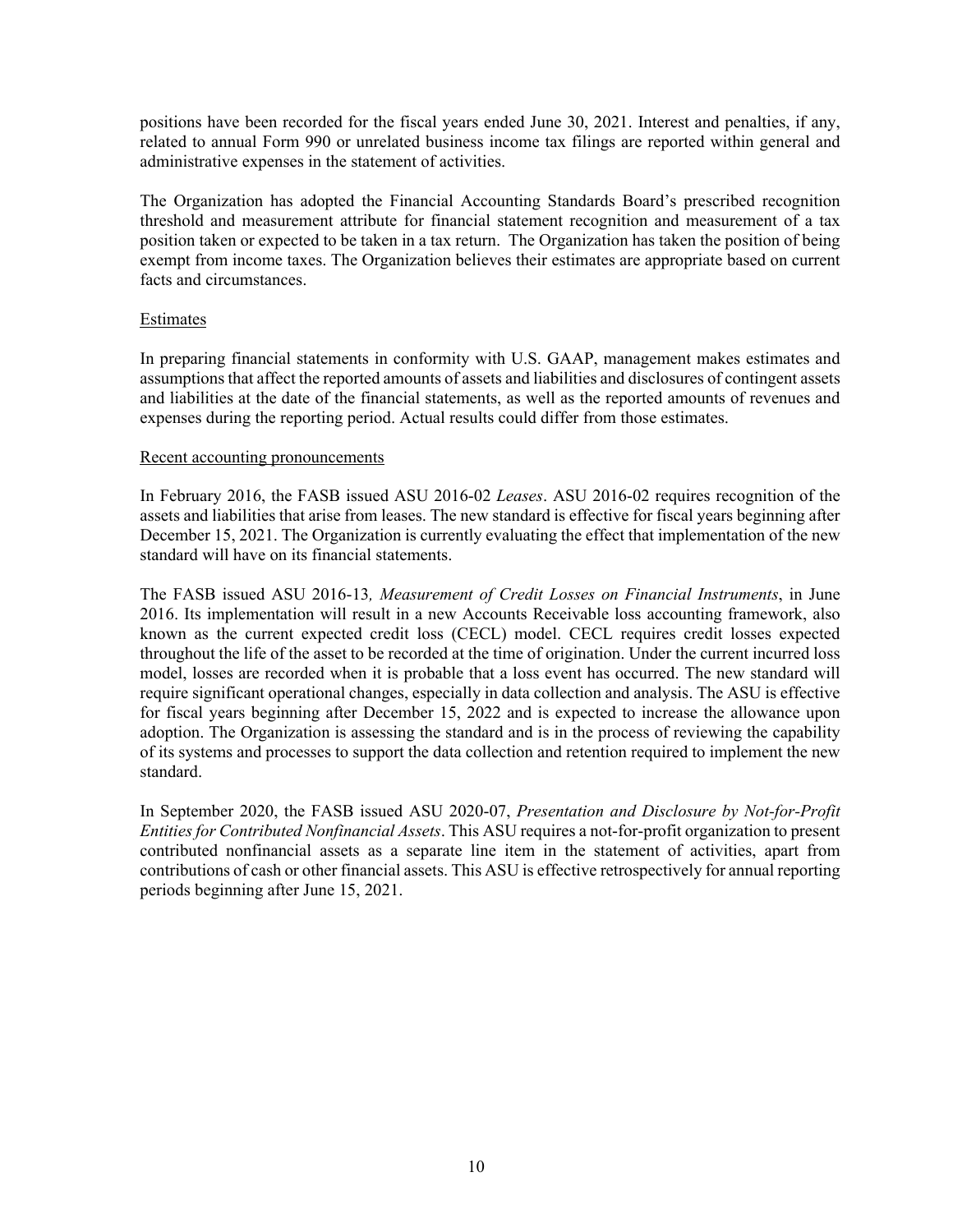positions have been recorded for the fiscal years ended June 30, 2021. Interest and penalties, if any, related to annual Form 990 or unrelated business income tax filings are reported within general and administrative expenses in the statement of activities.

The Organization has adopted the Financial Accounting Standards Board's prescribed recognition threshold and measurement attribute for financial statement recognition and measurement of a tax position taken or expected to be taken in a tax return. The Organization has taken the position of being exempt from income taxes. The Organization believes their estimates are appropriate based on current facts and circumstances.

### Estimates

In preparing financial statements in conformity with U.S. GAAP, management makes estimates and assumptions that affect the reported amounts of assets and liabilities and disclosures of contingent assets and liabilities at the date of the financial statements, as well as the reported amounts of revenues and expenses during the reporting period. Actual results could differ from those estimates.

### Recent accounting pronouncements

In February 2016, the FASB issued ASU 2016-02 *Leases*. ASU 2016-02 requires recognition of the assets and liabilities that arise from leases. The new standard is effective for fiscal years beginning after December 15, 2021. The Organization is currently evaluating the effect that implementation of the new standard will have on its financial statements.

The FASB issued ASU 2016-13*, Measurement of Credit Losses on Financial Instruments*, in June 2016. Its implementation will result in a new Accounts Receivable loss accounting framework, also known as the current expected credit loss (CECL) model. CECL requires credit losses expected throughout the life of the asset to be recorded at the time of origination. Under the current incurred loss model, losses are recorded when it is probable that a loss event has occurred. The new standard will require significant operational changes, especially in data collection and analysis. The ASU is effective for fiscal years beginning after December 15, 2022 and is expected to increase the allowance upon adoption. The Organization is assessing the standard and is in the process of reviewing the capability of its systems and processes to support the data collection and retention required to implement the new standard.

In September 2020, the FASB issued ASU 2020-07, *Presentation and Disclosure by Not-for-Profit Entities for Contributed Nonfinancial Assets*. This ASU requires a not-for-profit organization to present contributed nonfinancial assets as a separate line item in the statement of activities, apart from contributions of cash or other financial assets. This ASU is effective retrospectively for annual reporting periods beginning after June 15, 2021.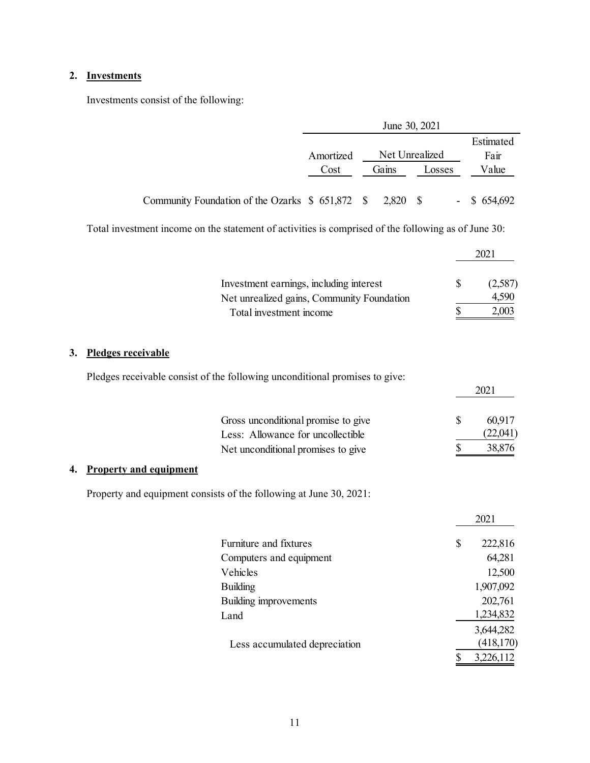## 2. Investments

Investments consist of the following:

| | June 30, 2021 | | | |
|---|---|---|---|---|
| | Amortized Cost | Net Unrealized Gains | Net Unrealized Losses | Estimated Fair Value |
| Community Foundation of the Ozarks | $ 651,872 | $ 2,820 | $ - | $ 654,692 |

Total investment income on the statement of activities is comprised of the following as of June 30:

| | 2021 |
|---|---|
| Investment earnings, including interest | $ (2,587) |
| Net unrealized gains, Community Foundation | 4,590 |
| Total investment income | $ 2,003 |

## 3. Pledges receivable

Pledges receivable consist of the following unconditional promises to give:

| | 2021 |
|---|---|
| Gross unconditional promise to give | $ 60,917 |
| Less: Allowance for uncollectible | (22,041) |
| Net unconditional promises to give | $ 38,876 |

## 4. Property and equipment

Property and equipment consists of the following at June 30, 2021:

| | 2021 |
|---|---|
| Furniture and fixtures | $ 222,816 |
| Computers and equipment | 64,281 |
| Vehicles | 12,500 |
| Building | 1,907,092 |
| Building improvements | 202,761 |
| Land | 1,234,832 |
| | 3,644,282 |
| Less accumulated depreciation | (418,170) |
| | $ 3,226,112 |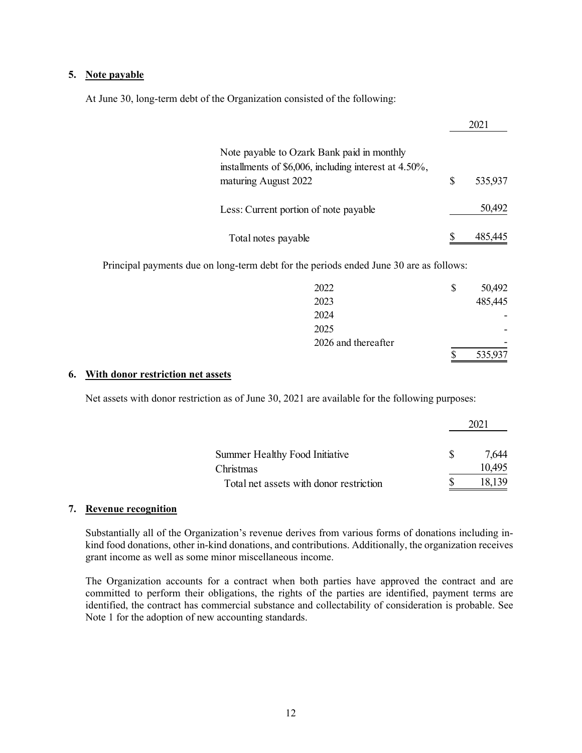## 5. Note payable

At June 30, long-term debt of the Organization consisted of the following:

| | 2021 |
|---|---|
| Note payable to Ozark Bank paid in monthly installments of $6,006, including interest at 4.50%, maturing August 2022 | $ 535,937 |
| Less: Current portion of note payable | 50,492 |
| Total notes payable | $ 485,445 |

Principal payments due on long-term debt for the periods ended June 30 are as follows:

| | |
|---|---|
| 2022 | $ 50,492 |
| 2023 | 485,445 |
| 2024 | - |
| 2025 | - |
| 2026 and thereafter | - |
| | $ 535,937 |

## 6. With donor restriction net assets

Net assets with donor restriction as of June 30, 2021 are available for the following purposes:

| | 2021 |
|---|---|
| Summer Healthy Food Initiative | $ 7,644 |
| Christmas | 10,495 |
| Total net assets with donor restriction | $ 18,139 |

## 7. Revenue recognition

Substantially all of the Organization's revenue derives from various forms of donations including in-kind food donations, other in-kind donations, and contributions. Additionally, the organization receives grant income as well as some minor miscellaneous income.

The Organization accounts for a contract when both parties have approved the contract and are committed to perform their obligations, the rights of the parties are identified, payment terms are identified, the contract has commercial substance and collectability of consideration is probable. See Note 1 for the adoption of new accounting standards.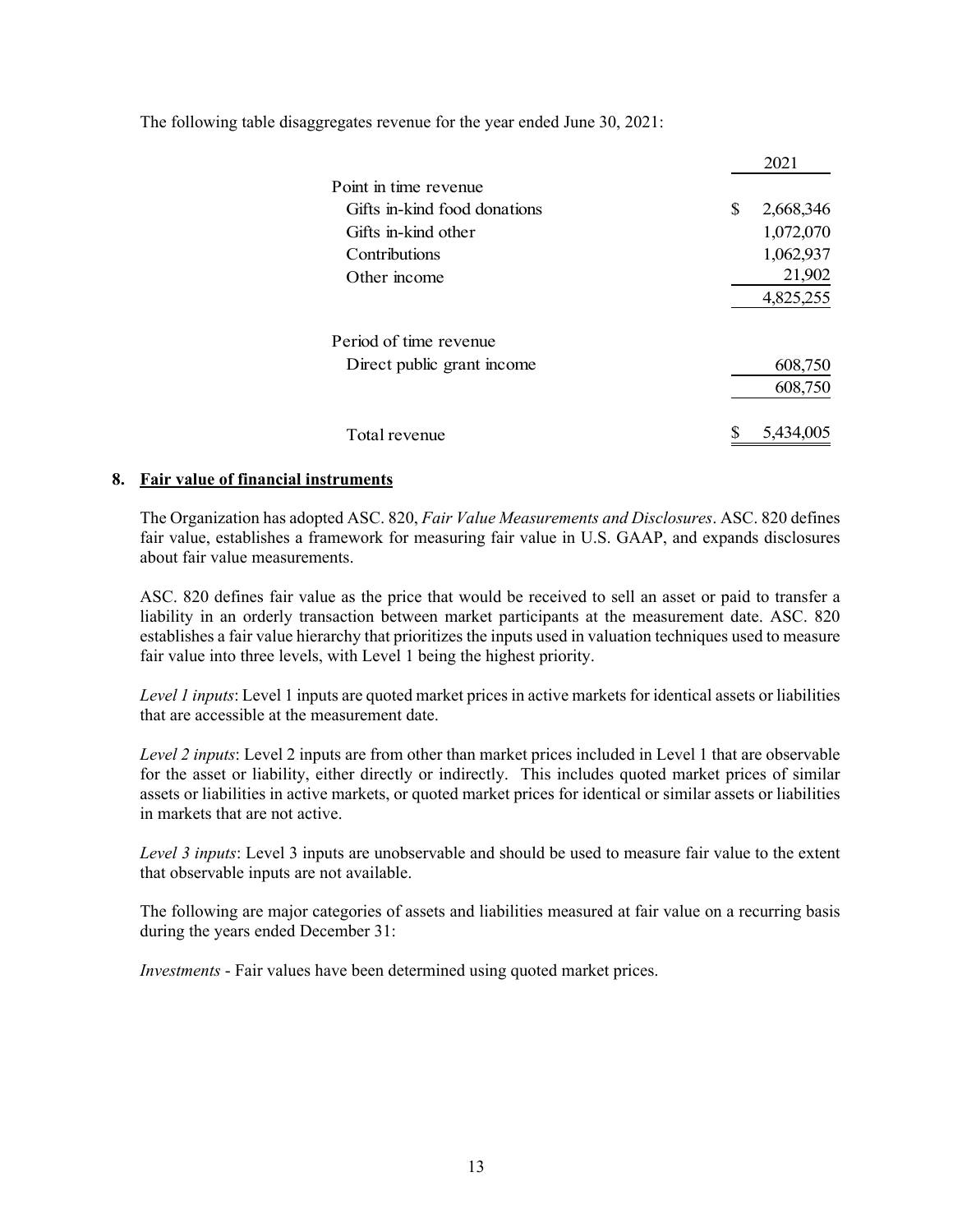The following table disaggregates revenue for the year ended June 30, 2021:

| | 2021 |
|---|---|
| Point in time revenue | |
| Gifts in-kind food donations | $ 2,668,346 |
| Gifts in-kind other | 1,072,070 |
| Contributions | 1,062,937 |
| Other income | 21,902 |
| | 4,825,255 |
| | |
| Period of time revenue | |
| Direct public grant income | 608,750 |
| | 608,750 |
| | |
| Total revenue | $ 5,434,005 |

## 8. **Fair value of financial instruments**

The Organization has adopted ASC. 820, *Fair Value Measurements and Disclosures*. ASC. 820 defines fair value, establishes a framework for measuring fair value in U.S. GAAP, and expands disclosures about fair value measurements.

ASC. 820 defines fair value as the price that would be received to sell an asset or paid to transfer a liability in an orderly transaction between market participants at the measurement date. ASC. 820 establishes a fair value hierarchy that prioritizes the inputs used in valuation techniques used to measure fair value into three levels, with Level 1 being the highest priority.

*Level 1 inputs*: Level 1 inputs are quoted market prices in active markets for identical assets or liabilities that are accessible at the measurement date.

*Level 2 inputs*: Level 2 inputs are from other than market prices included in Level 1 that are observable for the asset or liability, either directly or indirectly. This includes quoted market prices of similar assets or liabilities in active markets, or quoted market prices for identical or similar assets or liabilities in markets that are not active.

*Level 3 inputs*: Level 3 inputs are unobservable and should be used to measure fair value to the extent that observable inputs are not available.

The following are major categories of assets and liabilities measured at fair value on a recurring basis during the years ended December 31:

*Investments* - Fair values have been determined using quoted market prices.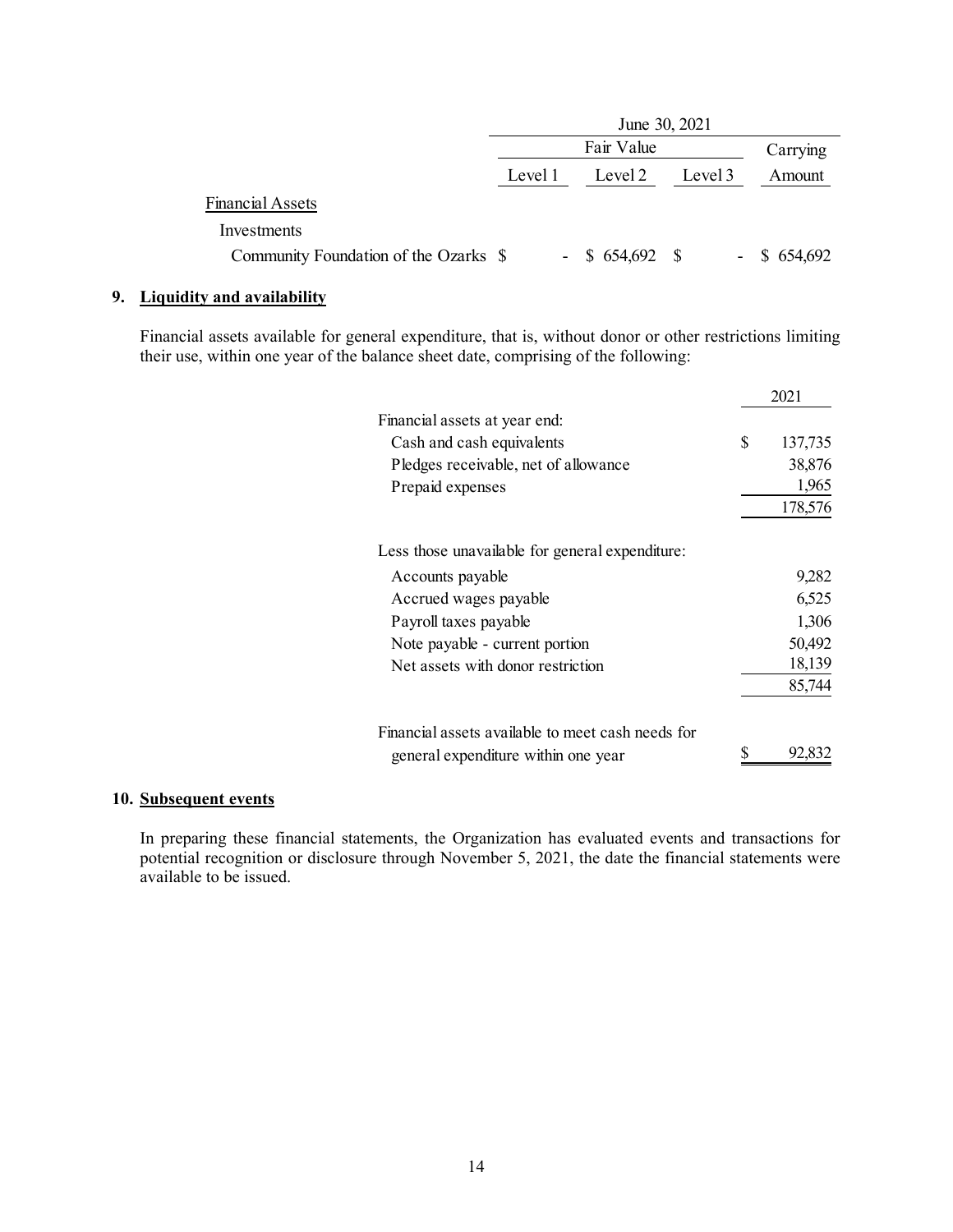| | June 30, 2021 | | | |
|---|---|---|---|---|
| | Fair Value | | | Carrying |
| | Level 1 | Level 2 | Level 3 | Amount |
| Financial Assets | | | | |
| Investments | | | | |
| Community Foundation of the Ozarks | $ - | $ 654,692 | $ - | $ 654,692 |

## 9. Liquidity and availability

Financial assets available for general expenditure, that is, without donor or other restrictions limiting their use, within one year of the balance sheet date, comprising of the following:

| | 2021 |
|---|---|
| Financial assets at year end: | |
| Cash and cash equivalents | $ 137,735 |
| Pledges receivable, net of allowance | 38,876 |
| Prepaid expenses | 1,965 |
| | 178,576 |
| Less those unavailable for general expenditure: | |
| Accounts payable | 9,282 |
| Accrued wages payable | 6,525 |
| Payroll taxes payable | 1,306 |
| Note payable - current portion | 50,492 |
| Net assets with donor restriction | 18,139 |
| | 85,744 |
| Financial assets available to meet cash needs for general expenditure within one year | $ 92,832 |

## 10. Subsequent events

In preparing these financial statements, the Organization has evaluated events and transactions for potential recognition or disclosure through November 5, 2021, the date the financial statements were available to be issued.